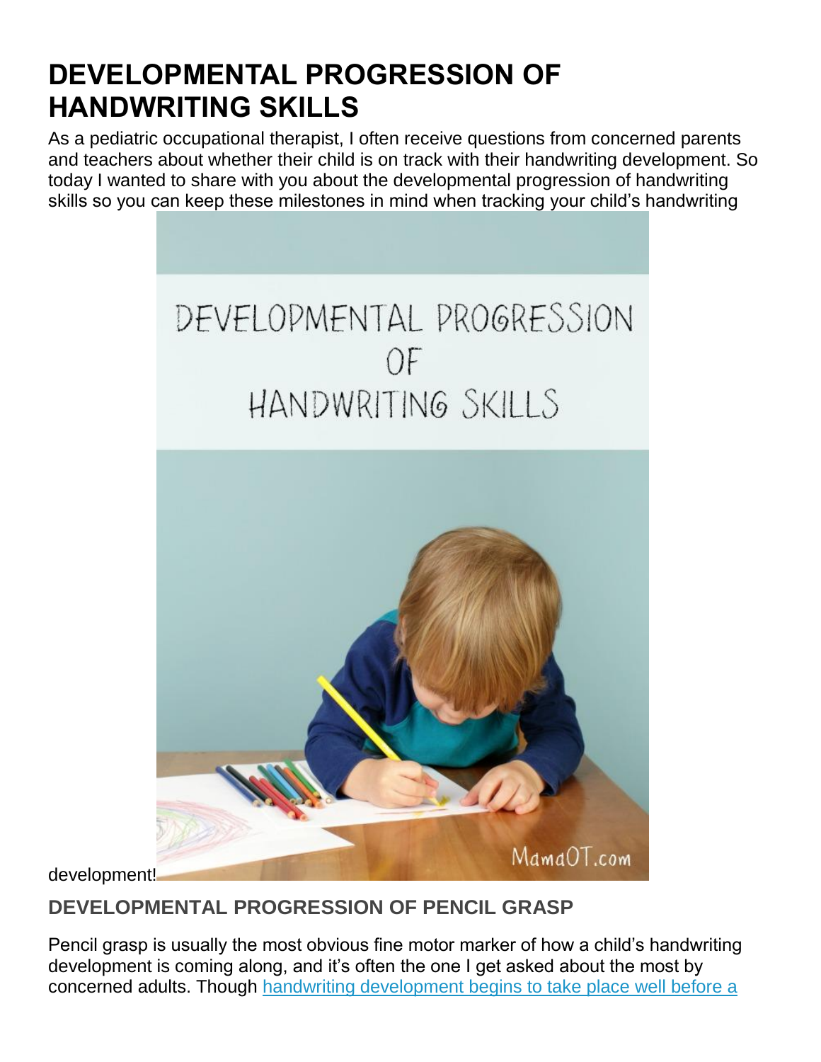# DEVELOPMENTAL PROGRESSION OF HANDWRITING SKILLS

As a pediatric occupational therapist, I often receive questions from concerned parents and teachers about whether their child is on track with their handwriting development. So today I wanted to share with you about the developmental progression of handwriting skills so you can keep these milestones in mind when tracking your child's handwriting development!

## DEVELOPMENTAL PROGRESSION OF PENCIL GRASP

Pencil grasp is usually the most obvious fine motor marker of how a child's handwriting development is coming along, and it's often the one I get asked about the most by concerned adults. Though handwriting development begins to take place well before a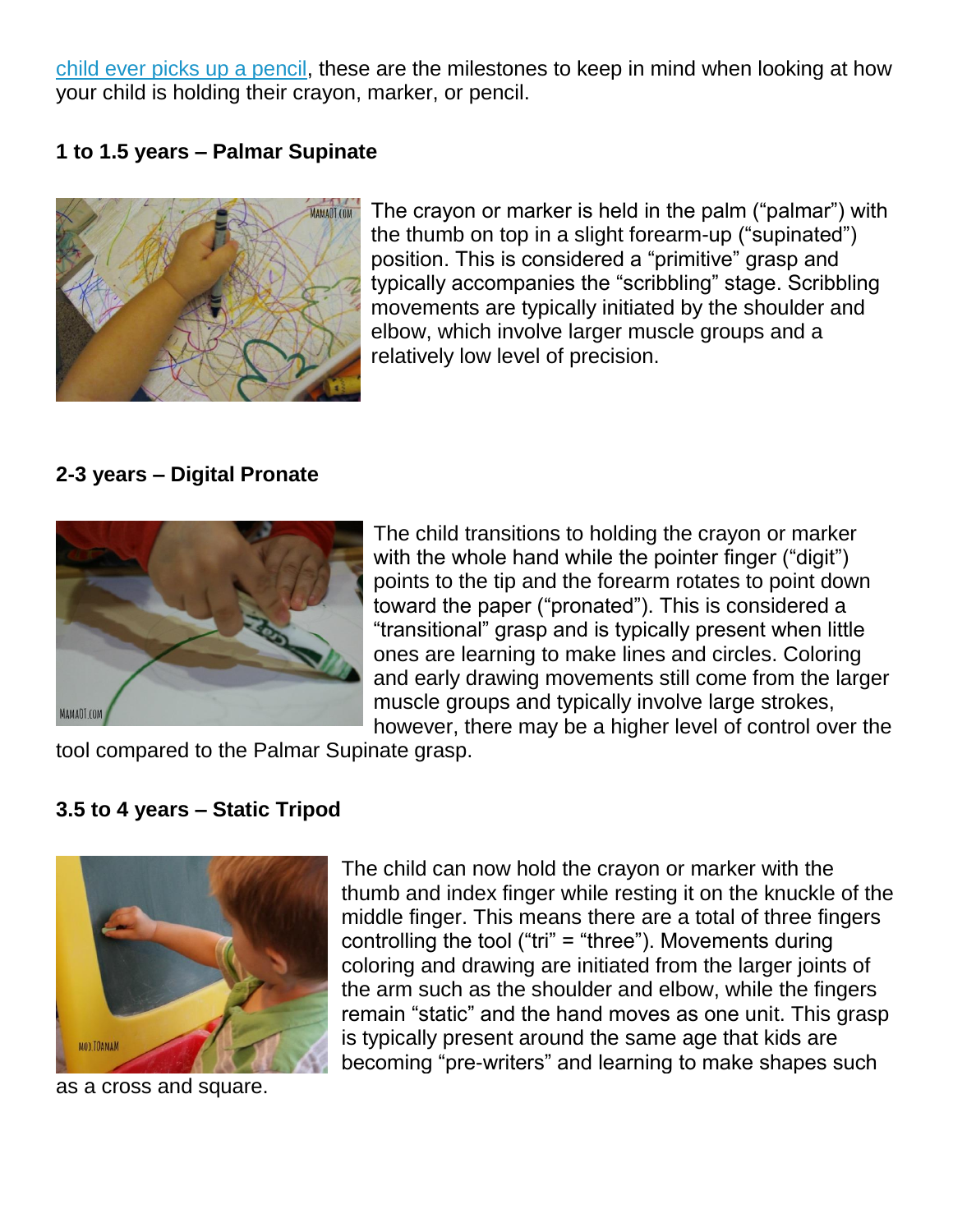[child ever picks up a pencil](), these are the milestones to keep in mind when looking at how your child is holding their crayon, marker, or pencil.

**1 to 1.5 years – Palmar Supinate**

The crayon or marker is held in the palm ("palmar") with the thumb on top in a slight forearm-up ("supinated") position. This is considered a "primitive" grasp and typically accompanies the "scribbling" stage. Scribbling movements are typically initiated by the shoulder and elbow, which involve larger muscle groups and a relatively low level of precision.

**2-3 years – Digital Pronate**

The child transitions to holding the crayon or marker with the whole hand while the pointer finger ("digit") points to the tip and the forearm rotates to point down toward the paper ("pronated"). This is considered a "transitional" grasp and is typically present when little ones are learning to make lines and circles. Coloring and early drawing movements still come from the larger muscle groups and typically involve large strokes, however, there may be a higher level of control over the tool compared to the Palmar Supinate grasp.

**3.5 to 4 years – Static Tripod**

The child can now hold the crayon or marker with the thumb and index finger while resting it on the knuckle of the middle finger. This means there are a total of three fingers controlling the tool ("tri" = "three"). Movements during coloring and drawing are initiated from the larger joints of the arm such as the shoulder and elbow, while the fingers remain "static" and the hand moves as one unit. This grasp is typically present around the same age that kids are becoming "pre-writers" and learning to make shapes such as a cross and square.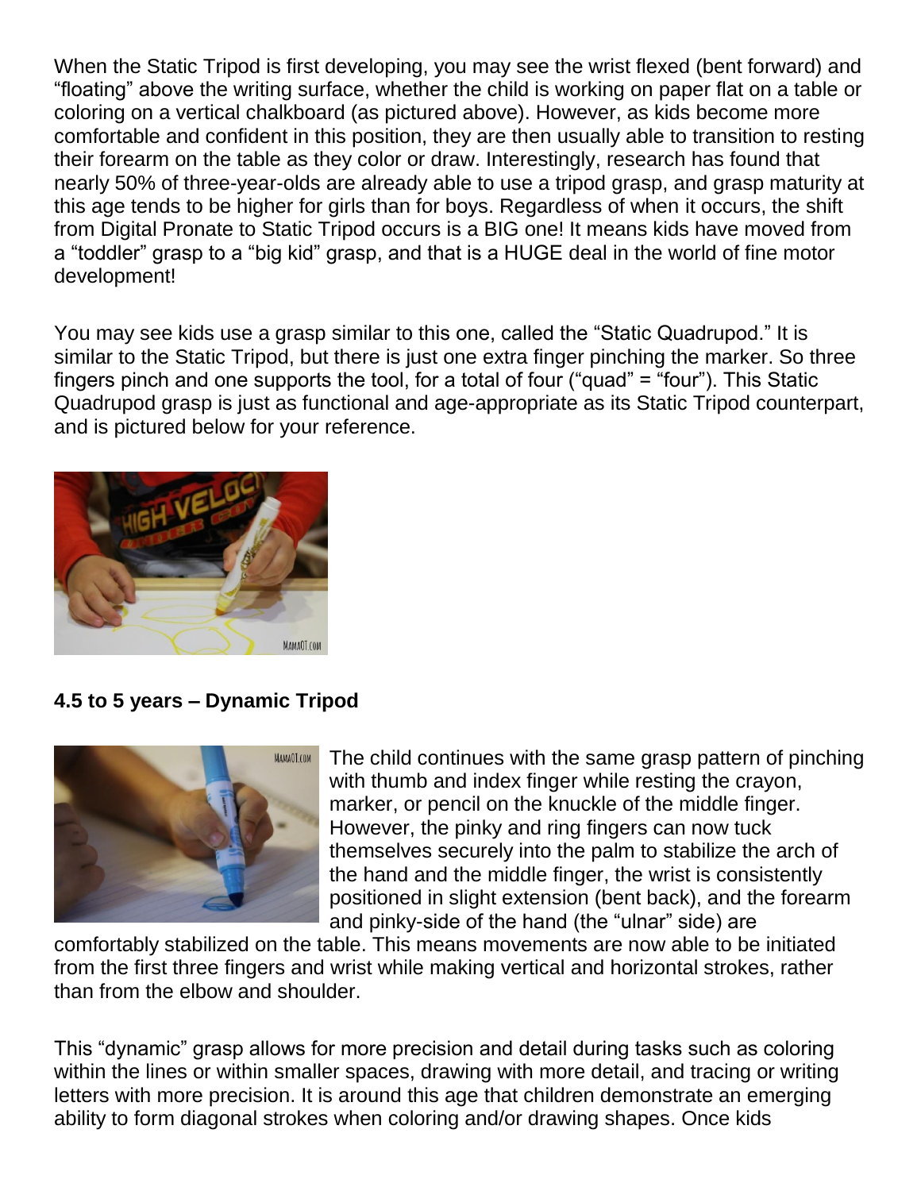When the Static Tripod is first developing, you may see the wrist flexed (bent forward) and "floating" above the writing surface, whether the child is working on paper flat on a table or coloring on a vertical chalkboard (as pictured above). However, as kids become more comfortable and confident in this position, they are then usually able to transition to resting their forearm on the table as they color or draw. Interestingly, research has found that nearly 50% of three-year-olds are already able to use a tripod grasp, and grasp maturity at this age tends to be higher for girls than for boys. Regardless of when it occurs, the shift from Digital Pronate to Static Tripod occurs is a BIG one! It means kids have moved from a "toddler" grasp to a "big kid" grasp, and that is a HUGE deal in the world of fine motor development!

You may see kids use a grasp similar to this one, called the "Static Quadrupod." It is similar to the Static Tripod, but there is just one extra finger pinching the marker. So three fingers pinch and one supports the tool, for a total of four ("quad" = "four"). This Static Quadrupod grasp is just as functional and age-appropriate as its Static Tripod counterpart, and is pictured below for your reference.

**4.5 to 5 years – Dynamic Tripod**

The child continues with the same grasp pattern of pinching with thumb and index finger while resting the crayon, marker, or pencil on the knuckle of the middle finger. However, the pinky and ring fingers can now tuck themselves securely into the palm to stabilize the arch of the hand and the middle finger, the wrist is consistently positioned in slight extension (bent back), and the forearm and pinky-side of the hand (the "ulnar" side) are comfortably stabilized on the table. This means movements are now able to be initiated from the first three fingers and wrist while making vertical and horizontal strokes, rather than from the elbow and shoulder.

This "dynamic" grasp allows for more precision and detail during tasks such as coloring within the lines or within smaller spaces, drawing with more detail, and tracing or writing letters with more precision. It is around this age that children demonstrate an emerging ability to form diagonal strokes when coloring and/or drawing shapes. Once kids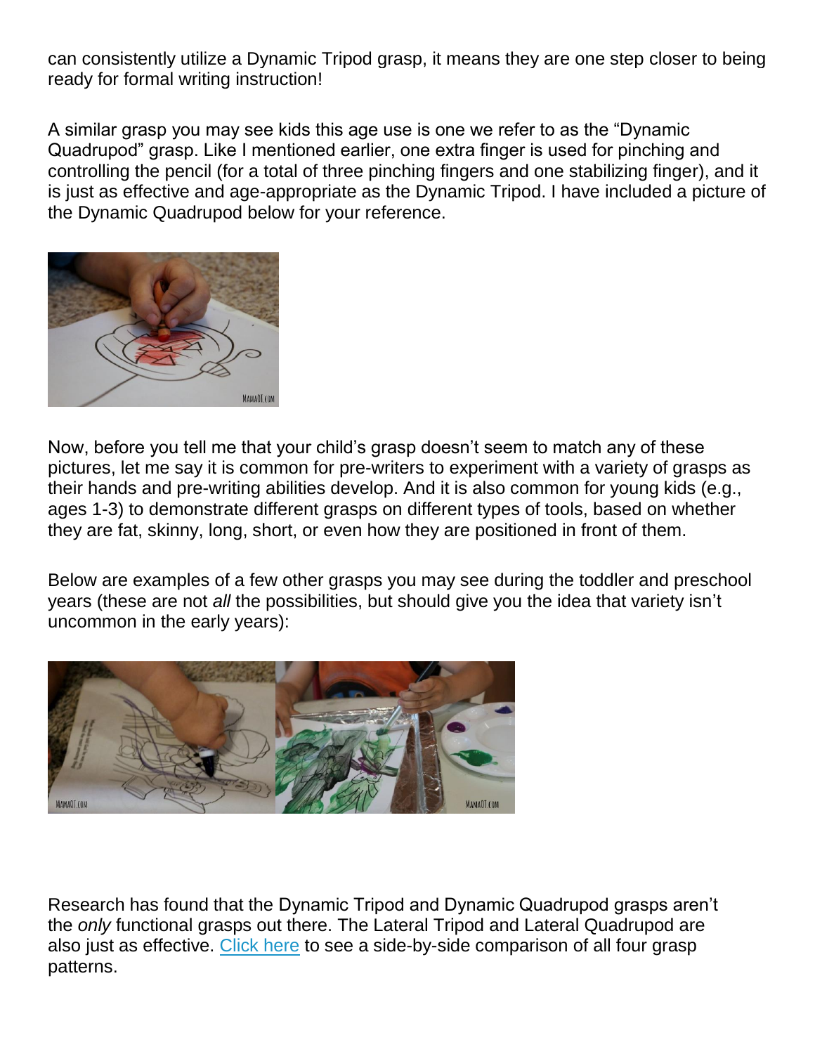can consistently utilize a Dynamic Tripod grasp, it means they are one step closer to being ready for formal writing instruction!

A similar grasp you may see kids this age use is one we refer to as the "Dynamic Quadrupod" grasp. Like I mentioned earlier, one extra finger is used for pinching and controlling the pencil (for a total of three pinching fingers and one stabilizing finger), and it is just as effective and age-appropriate as the Dynamic Tripod. I have included a picture of the Dynamic Quadrupod below for your reference.

Now, before you tell me that your child's grasp doesn't seem to match any of these pictures, let me say it is common for pre-writers to experiment with a variety of grasps as their hands and pre-writing abilities develop. And it is also common for young kids (e.g., ages 1-3) to demonstrate different grasps on different types of tools, based on whether they are fat, skinny, long, short, or even how they are positioned in front of them.

Below are examples of a few other grasps you may see during the toddler and preschool years (these are not *all* the possibilities, but should give you the idea that variety isn't uncommon in the early years):

Research has found that the Dynamic Tripod and Dynamic Quadrupod grasps aren't the *only* functional grasps out there. The Lateral Tripod and Lateral Quadrupod are also just as effective. Click here to see a side-by-side comparison of all four grasp patterns.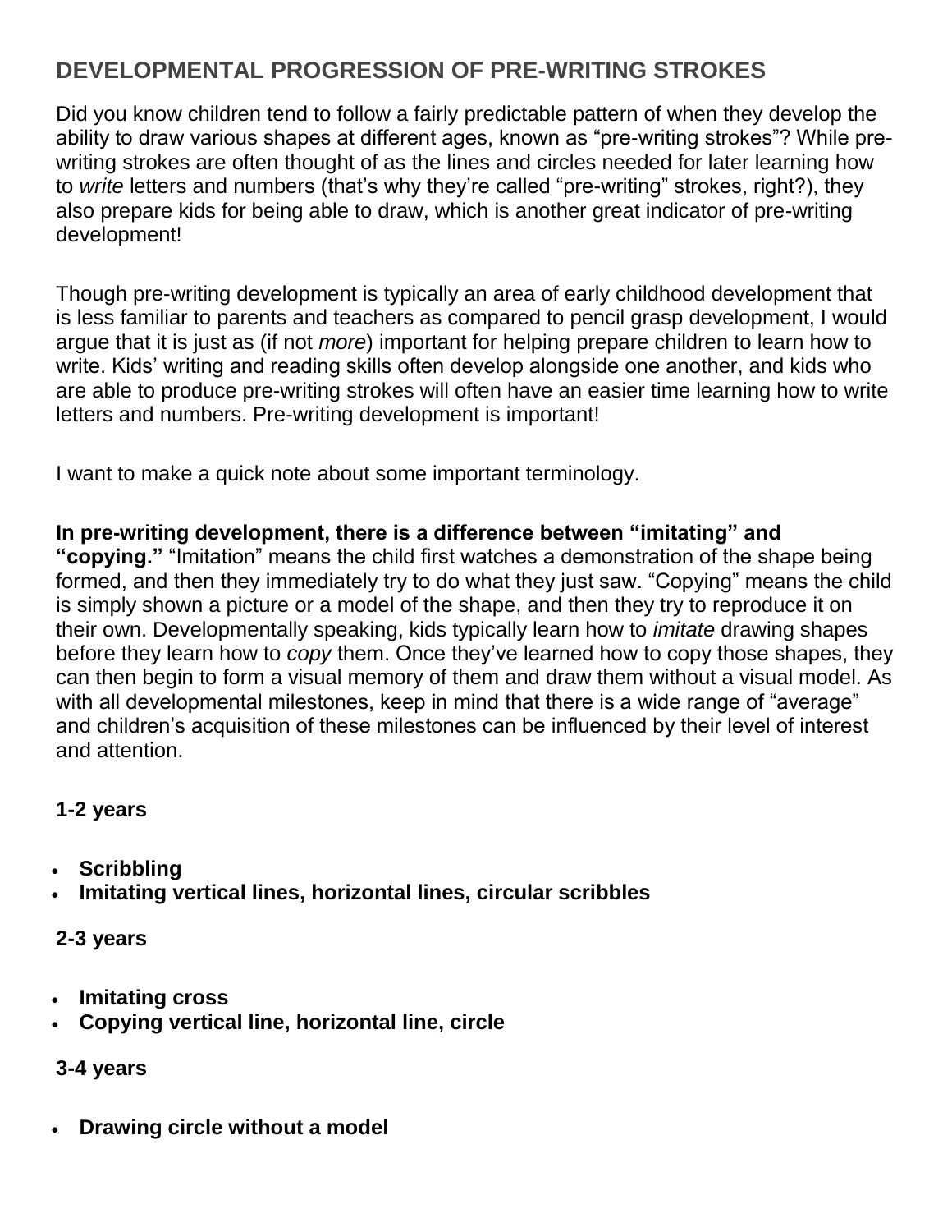## DEVELOPMENTAL PROGRESSION OF PRE-WRITING STROKES

Did you know children tend to follow a fairly predictable pattern of when they develop the ability to draw various shapes at different ages, known as "pre-writing strokes"? While pre-writing strokes are often thought of as the lines and circles needed for later learning how to *write* letters and numbers (that's why they're called "pre-writing" strokes, right?), they also prepare kids for being able to draw, which is another great indicator of pre-writing development!

Though pre-writing development is typically an area of early childhood development that is less familiar to parents and teachers as compared to pencil grasp development, I would argue that it is just as (if not *more*) important for helping prepare children to learn how to write. Kids' writing and reading skills often develop alongside one another, and kids who are able to produce pre-writing strokes will often have an easier time learning how to write letters and numbers. Pre-writing development is important!

I want to make a quick note about some important terminology.

**In pre-writing development, there is a difference between "imitating" and "copying."** "Imitation" means the child first watches a demonstration of the shape being formed, and then they immediately try to do what they just saw. "Copying" means the child is simply shown a picture or a model of the shape, and then they try to reproduce it on their own. Developmentally speaking, kids typically learn how to *imitate* drawing shapes before they learn how to *copy* them. Once they've learned how to copy those shapes, they can then begin to form a visual memory of them and draw them without a visual model. As with all developmental milestones, keep in mind that there is a wide range of "average" and children's acquisition of these milestones can be influenced by their level of interest and attention.

**1-2 years**

- **Scribbling**
- **Imitating vertical lines, horizontal lines, circular scribbles**

**2-3 years**

- **Imitating cross**
- **Copying vertical line, horizontal line, circle**

**3-4 years**

- **Drawing circle without a model**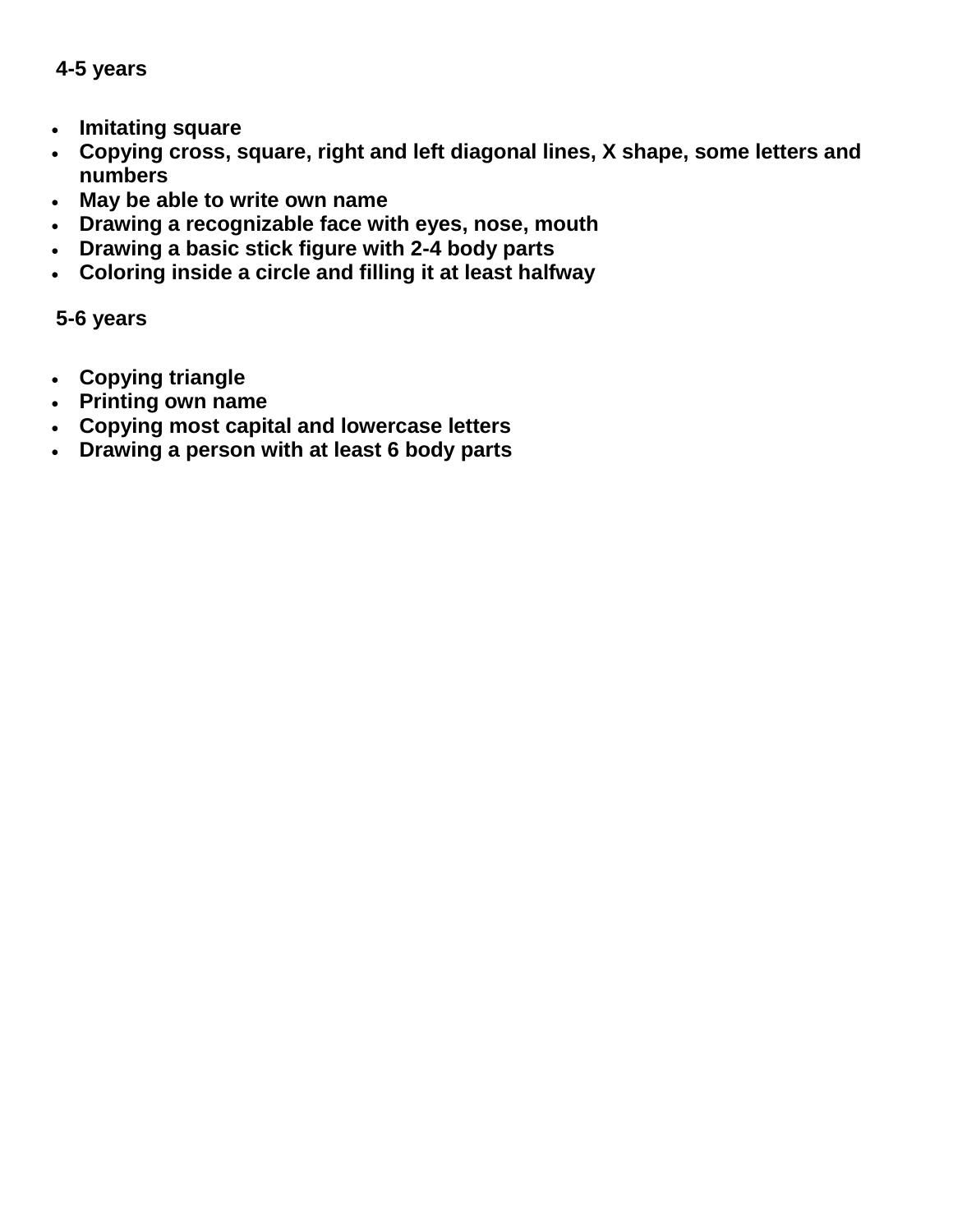**4-5 years**

- **Imitating square**
- **Copying cross, square, right and left diagonal lines, X shape, some letters and numbers**
- **May be able to write own name**
- **Drawing a recognizable face with eyes, nose, mouth**
- **Drawing a basic stick figure with 2-4 body parts**
- **Coloring inside a circle and filling it at least halfway**

**5-6 years**

- **Copying triangle**
- **Printing own name**
- **Copying most capital and lowercase letters**
- **Drawing a person with at least 6 body parts**